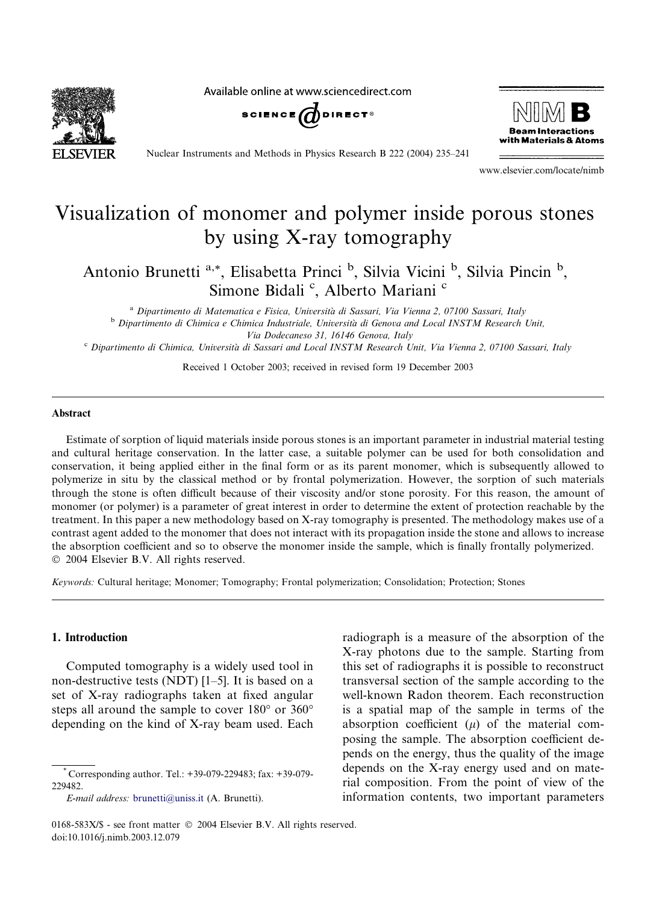# Visualization of monomer and polymer inside porous stones by using X-ray tomography

Antonio Brunetti [a,*], Elisabetta Princi [b], Silvia Vicini [b], Silvia Pincin [b], Simone Bidali [c], Alberto Mariani [c]

[a] Dipartimento di Matematica e Fisica, Università di Sassari, Via Vienna 2, 07100 Sassari, Italy

[b] Dipartimento di Chimica e Chimica Industriale, Università di Genova and Local INSTM Research Unit, Via Dodecaneso 31, 16146 Genova, Italy

[c] Dipartimento di Chimica, Università di Sassari and Local INSTM Research Unit, Via Vienna 2, 07100 Sassari, Italy

Received 1 October 2003; received in revised form 19 December 2003

## Abstract

Estimate of sorption of liquid materials inside porous stones is an important parameter in industrial material testing and cultural heritage conservation. In the latter case, a suitable polymer can be used for both consolidation and conservation, it being applied either in the final form or as its parent monomer, which is subsequently allowed to polymerize in situ by the classical method or by frontal polymerization. However, the sorption of such materials through the stone is often difficult because of their viscosity and/or stone porosity. For this reason, the amount of monomer (or polymer) is a parameter of great interest in order to determine the extent of protection reachable by the treatment. In this paper a new methodology based on X-ray tomography is presented. The methodology makes use of a contrast agent added to the monomer that does not interact with its propagation inside the stone and allows to increase the absorption coefficient and so to observe the monomer inside the sample, which is finally frontally polymerized.
© 2004 Elsevier B.V. All rights reserved.

*Keywords:* Cultural heritage; Monomer; Tomography; Frontal polymerization; Consolidation; Protection; Stones

## 1. Introduction

Computed tomography is a widely used tool in non-destructive tests (NDT) [1–5]. It is based on a set of X-ray radiographs taken at fixed angular steps all around the sample to cover 180° or 360° depending on the kind of X-ray beam used. Each radiograph is a measure of the absorption of the X-ray photons due to the sample. Starting from this set of radiographs it is possible to reconstruct transversal section of the sample according to the well-known Radon theorem. Each reconstruction is a spatial map of the sample in terms of the absorption coefficient ($\mu$) of the material composing the sample. The absorption coefficient depends on the energy, thus the quality of the image depends on the X-ray energy used and on material composition. From the point of view of the information contents, two important parameters

* Corresponding author. Tel.: +39-079-229483; fax: +39-079-229482.
*E-mail address:* brunetti@uniss.it (A. Brunetti).

0168-583X/$ - see front matter © 2004 Elsevier B.V. All rights reserved.
doi:10.1016/j.nimb.2003.12.079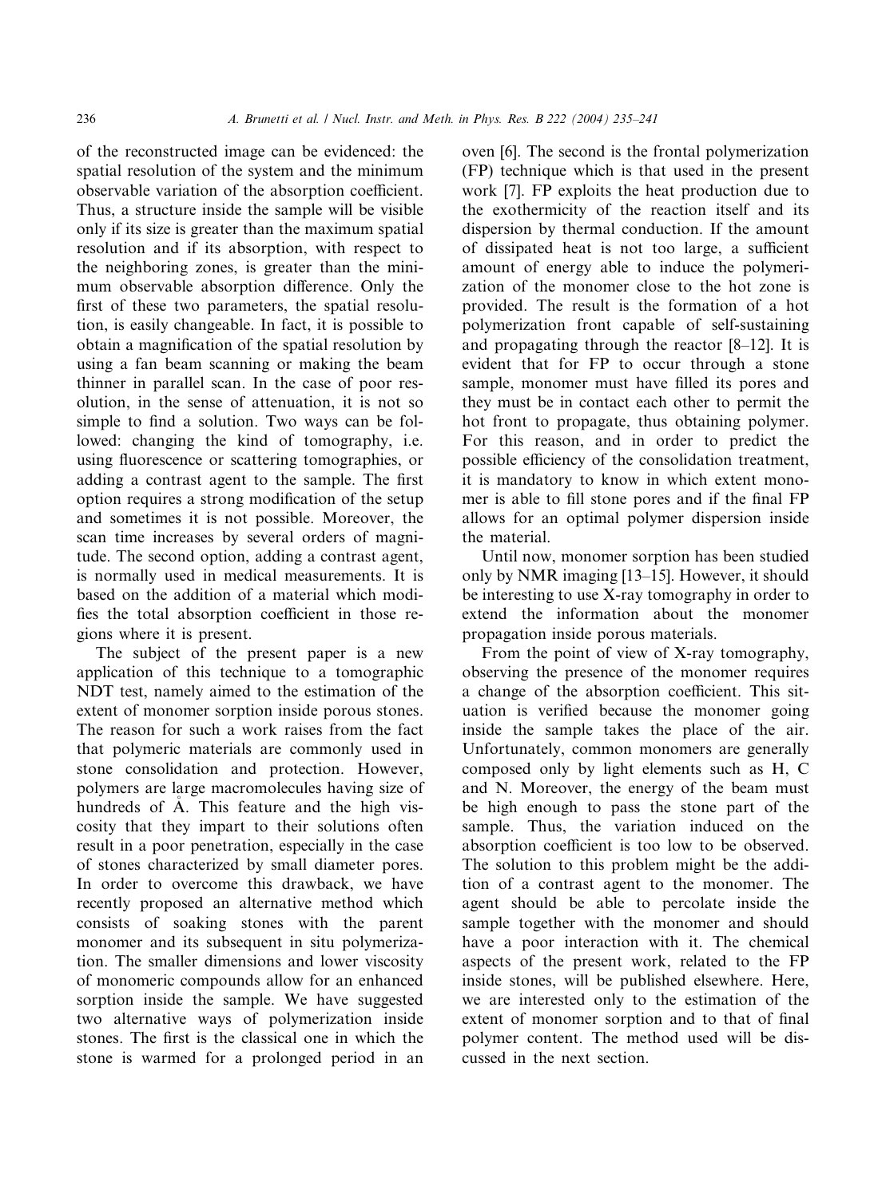of the reconstructed image can be evidenced: the spatial resolution of the system and the minimum observable variation of the absorption coefficient. Thus, a structure inside the sample will be visible only if its size is greater than the maximum spatial resolution and if its absorption, with respect to the neighboring zones, is greater than the minimum observable absorption difference. Only the first of these two parameters, the spatial resolution, is easily changeable. In fact, it is possible to obtain a magnification of the spatial resolution by using a fan beam scanning or making the beam thinner in parallel scan. In the case of poor resolution, in the sense of attenuation, it is not so simple to find a solution. Two ways can be followed: changing the kind of tomography, i.e. using fluorescence or scattering tomographies, or adding a contrast agent to the sample. The first option requires a strong modification of the setup and sometimes it is not possible. Moreover, the scan time increases by several orders of magnitude. The second option, adding a contrast agent, is normally used in medical measurements. It is based on the addition of a material which modifies the total absorption coefficient in those regions where it is present.

The subject of the present paper is a new application of this technique to a tomographic NDT test, namely aimed to the estimation of the extent of monomer sorption inside porous stones. The reason for such a work raises from the fact that polymeric materials are commonly used in stone consolidation and protection. However, polymers are large macromolecules having size of hundreds of Å. This feature and the high viscosity that they impart to their solutions often result in a poor penetration, especially in the case of stones characterized by small diameter pores. In order to overcome this drawback, we have recently proposed an alternative method which consists of soaking stones with the parent monomer and its subsequent in situ polymerization. The smaller dimensions and lower viscosity of monomeric compounds allow for an enhanced sorption inside the sample. We have suggested two alternative ways of polymerization inside stones. The first is the classical one in which the stone is warmed for a prolonged period in an oven [6]. The second is the frontal polymerization (FP) technique which is that used in the present work [7]. FP exploits the heat production due to the exothermicity of the reaction itself and its dispersion by thermal conduction. If the amount of dissipated heat is not too large, a sufficient amount of energy able to induce the polymerization of the monomer close to the hot zone is provided. The result is the formation of a hot polymerization front capable of self-sustaining and propagating through the reactor [8–12]. It is evident that for FP to occur through a stone sample, monomer must have filled its pores and they must be in contact each other to permit the hot front to propagate, thus obtaining polymer. For this reason, and in order to predict the possible efficiency of the consolidation treatment, it is mandatory to know in which extent monomer is able to fill stone pores and if the final FP allows for an optimal polymer dispersion inside the material.

Until now, monomer sorption has been studied only by NMR imaging [13–15]. However, it should be interesting to use X-ray tomography in order to extend the information about the monomer propagation inside porous materials.

From the point of view of X-ray tomography, observing the presence of the monomer requires a change of the absorption coefficient. This situation is verified because the monomer going inside the sample takes the place of the air. Unfortunately, common monomers are generally composed only by light elements such as H, C and N. Moreover, the energy of the beam must be high enough to pass the stone part of the sample. Thus, the variation induced on the absorption coefficient is too low to be observed. The solution to this problem might be the addition of a contrast agent to the monomer. The agent should be able to percolate inside the sample together with the monomer and should have a poor interaction with it. The chemical aspects of the present work, related to the FP inside stones, will be published elsewhere. Here, we are interested only to the estimation of the extent of monomer sorption and to that of final polymer content. The method used will be discussed in the next section.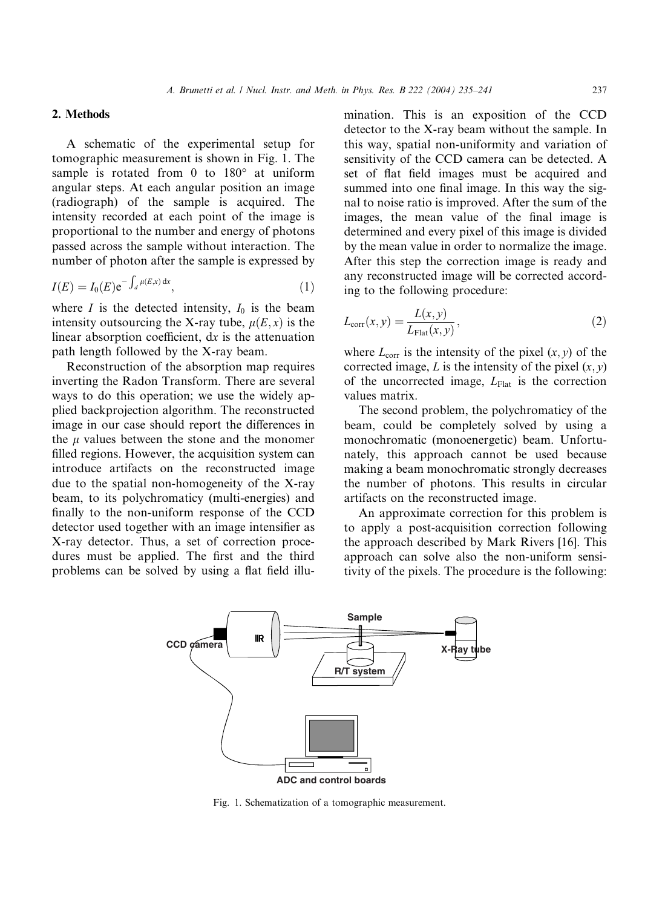## 2. Methods

A schematic of the experimental setup for tomographic measurement is shown in Fig. 1. The sample is rotated from 0 to 180° at uniform angular steps. At each angular position an image (radiograph) of the sample is acquired. The intensity recorded at each point of the image is proportional to the number and energy of photons passed across the sample without interaction. The number of photon after the sample is expressed by

$$I(E) = I_0(E)\mathrm{e}^{-\int_d \mu(E,x)\,\mathrm{d}x}, \tag{1}$$

where $I$ is the detected intensity, $I_0$ is the beam intensity outsourcing the X-ray tube, $\mu(E,x)$ is the linear absorption coefficient, $\mathrm{d}x$ is the attenuation path length followed by the X-ray beam.

Reconstruction of the absorption map requires inverting the Radon Transform. There are several ways to do this operation; we use the widely applied backprojection algorithm. The reconstructed image in our case should report the differences in the $\mu$ values between the stone and the monomer filled regions. However, the acquisition system can introduce artifacts on the reconstructed image due to the spatial non-homogeneity of the X-ray beam, to its polychromaticy (multi-energies) and finally to the non-uniform response of the CCD detector used together with an image intensifier as X-ray detector. Thus, a set of correction procedures must be applied. The first and the third problems can be solved by using a flat field illumination. This is an exposition of the CCD detector to the X-ray beam without the sample. In this way, spatial non-uniformity and variation of sensitivity of the CCD camera can be detected. A set of flat field images must be acquired and summed into one final image. In this way the signal to noise ratio is improved. After the sum of the images, the mean value of the final image is determined and every pixel of this image is divided by the mean value in order to normalize the image. After this step the correction image is ready and any reconstructed image will be corrected according to the following procedure:

$$L_{\mathrm{corr}}(x,y) = \frac{L(x,y)}{L_{\mathrm{Flat}}(x,y)}, \tag{2}$$

where $L_{\mathrm{corr}}$ is the intensity of the pixel $(x,y)$ of the corrected image, $L$ is the intensity of the pixel $(x,y)$ of the uncorrected image, $L_{\mathrm{Flat}}$ is the correction values matrix.

The second problem, the polychromaticy of the beam, could be completely solved by using a monochromatic (monoenergetic) beam. Unfortunately, this approach cannot be used because making a beam monochromatic strongly decreases the number of photons. This results in circular artifacts on the reconstructed image.

An approximate correction for this problem is to apply a post-acquisition correction following the approach described by Mark Rivers [16]. This approach can solve also the non-uniform sensitivity of the pixels. The procedure is the following:

Fig. 1. Schematization of a tomographic measurement.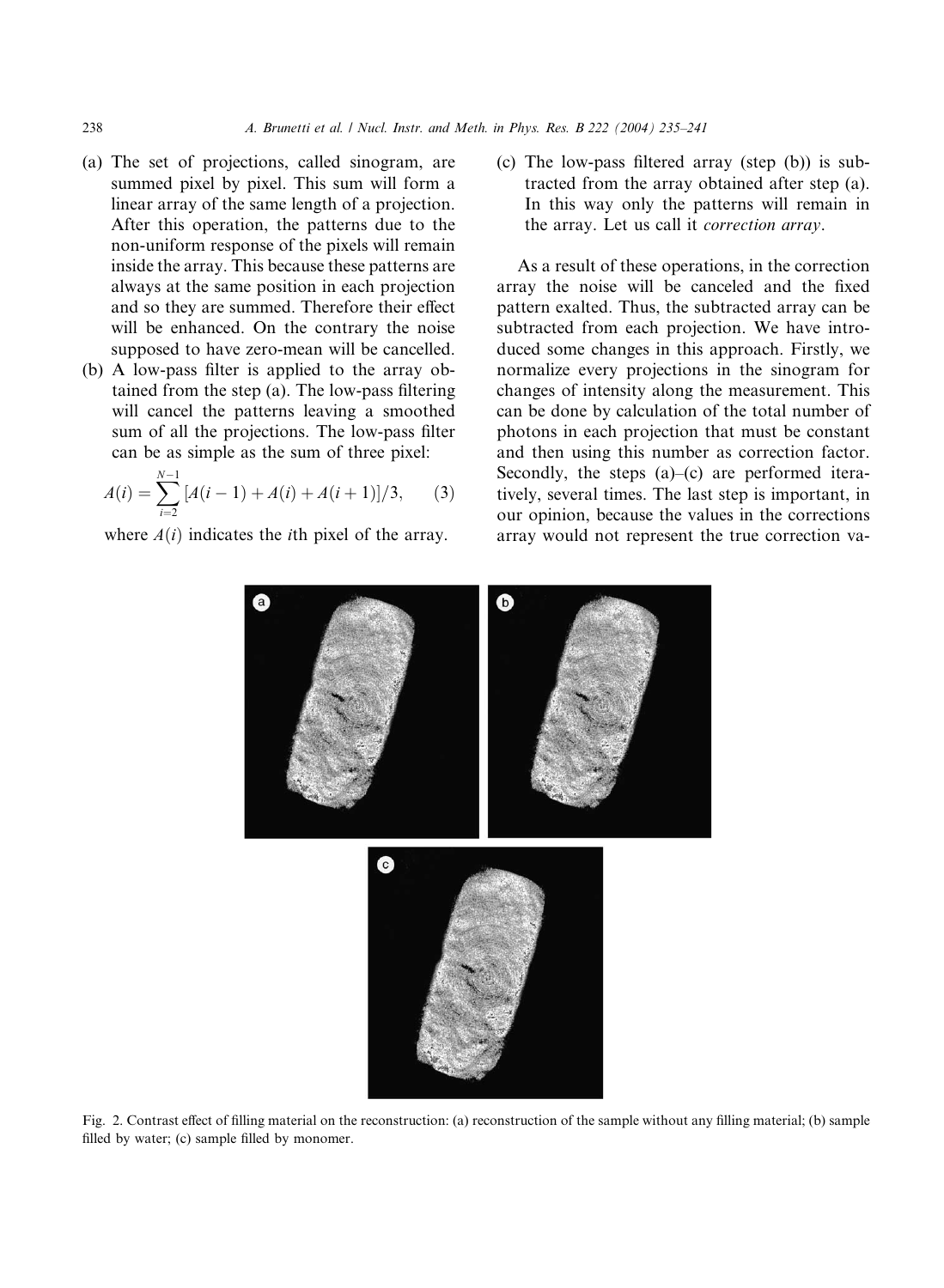(a) The set of projections, called sinogram, are summed pixel by pixel. This sum will form a linear array of the same length of a projection. After this operation, the patterns due to the non-uniform response of the pixels will remain inside the array. This because these patterns are always at the same position in each projection and so they are summed. Therefore their effect will be enhanced. On the contrary the noise supposed to have zero-mean will be cancelled.

(b) A low-pass filter is applied to the array obtained from the step (a). The low-pass filtering will cancel the patterns leaving a smoothed sum of all the projections. The low-pass filter can be as simple as the sum of three pixel:

$$A(i) = \sum_{i=2}^{N-1} [A(i-1) + A(i) + A(i+1)]/3, \qquad (3)$$

where $A(i)$ indicates the $i$th pixel of the array.

(c) The low-pass filtered array (step (b)) is subtracted from the array obtained after step (a). In this way only the patterns will remain in the array. Let us call it *correction array*.

As a result of these operations, in the correction array the noise will be canceled and the fixed pattern exalted. Thus, the subtracted array can be subtracted from each projection. We have introduced some changes in this approach. Firstly, we normalize every projections in the sinogram for changes of intensity along the measurement. This can be done by calculation of the total number of photons in each projection that must be constant and then using this number as correction factor. Secondly, the steps (a)–(c) are performed iteratively, several times. The last step is important, in our opinion, because the values in the corrections array would not represent the true correction va-

Fig. 2. Contrast effect of filling material on the reconstruction: (a) reconstruction of the sample without any filling material; (b) sample filled by water; (c) sample filled by monomer.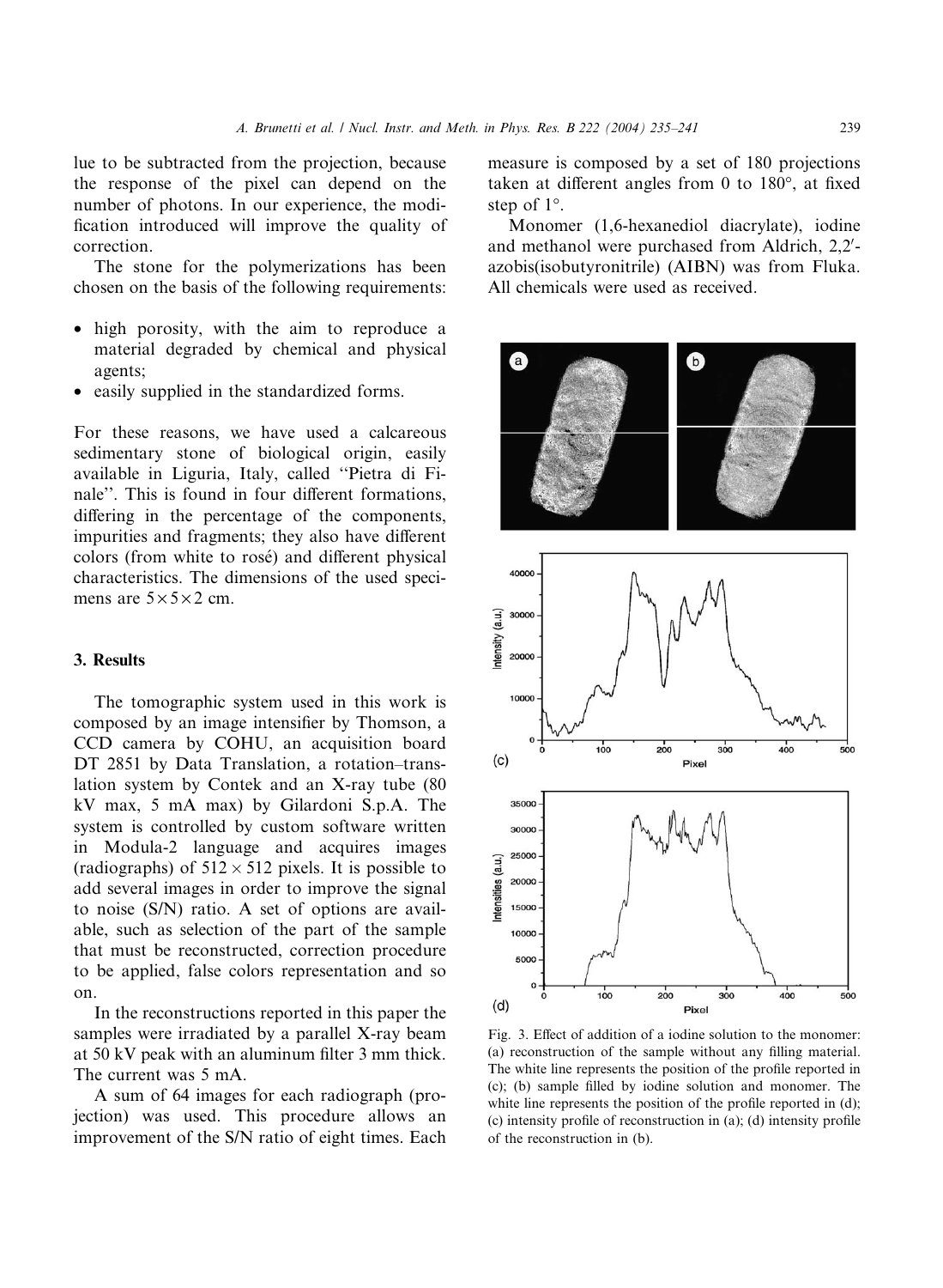lue to be subtracted from the projection, because the response of the pixel can depend on the number of photons. In our experience, the modification introduced will improve the quality of correction.

The stone for the polymerizations has been chosen on the basis of the following requirements:

- high porosity, with the aim to reproduce a material degraded by chemical and physical agents;
- easily supplied in the standardized forms.

For these reasons, we have used a calcareous sedimentary stone of biological origin, easily available in Liguria, Italy, called ''Pietra di Finale''. This is found in four different formations, differing in the percentage of the components, impurities and fragments; they also have different colors (from white to rosé) and different physical characteristics. The dimensions of the used specimens are $5 \times 5 \times 2$ cm.

## 3. Results

The tomographic system used in this work is composed by an image intensifier by Thomson, a CCD camera by COHU, an acquisition board DT 2851 by Data Translation, a rotation–translation system by Contek and an X-ray tube (80 kV max, 5 mA max) by Gilardoni S.p.A. The system is controlled by custom software written in Modula-2 language and acquires images (radiographs) of $512 \times 512$ pixels. It is possible to add several images in order to improve the signal to noise (S/N) ratio. A set of options are available, such as selection of the part of the sample that must be reconstructed, correction procedure to be applied, false colors representation and so on.

In the reconstructions reported in this paper the samples were irradiated by a parallel X-ray beam at 50 kV peak with an aluminum filter 3 mm thick. The current was 5 mA.

A sum of 64 images for each radiograph (projection) was used. This procedure allows an improvement of the S/N ratio of eight times. Each measure is composed by a set of 180 projections taken at different angles from 0 to 180°, at fixed step of 1°.

Monomer (1,6-hexanediol diacrylate), iodine and methanol were purchased from Aldrich, 2,2′-azobis(isobutyronitrile) (AIBN) was from Fluka. All chemicals were used as received.

Fig. 3. Effect of addition of a iodine solution to the monomer: (a) reconstruction of the sample without any filling material. The white line represents the position of the profile reported in (c); (b) sample filled by iodine solution and monomer. The white line represents the position of the profile reported in (d); (c) intensity profile of reconstruction in (a); (d) intensity profile of the reconstruction in (b).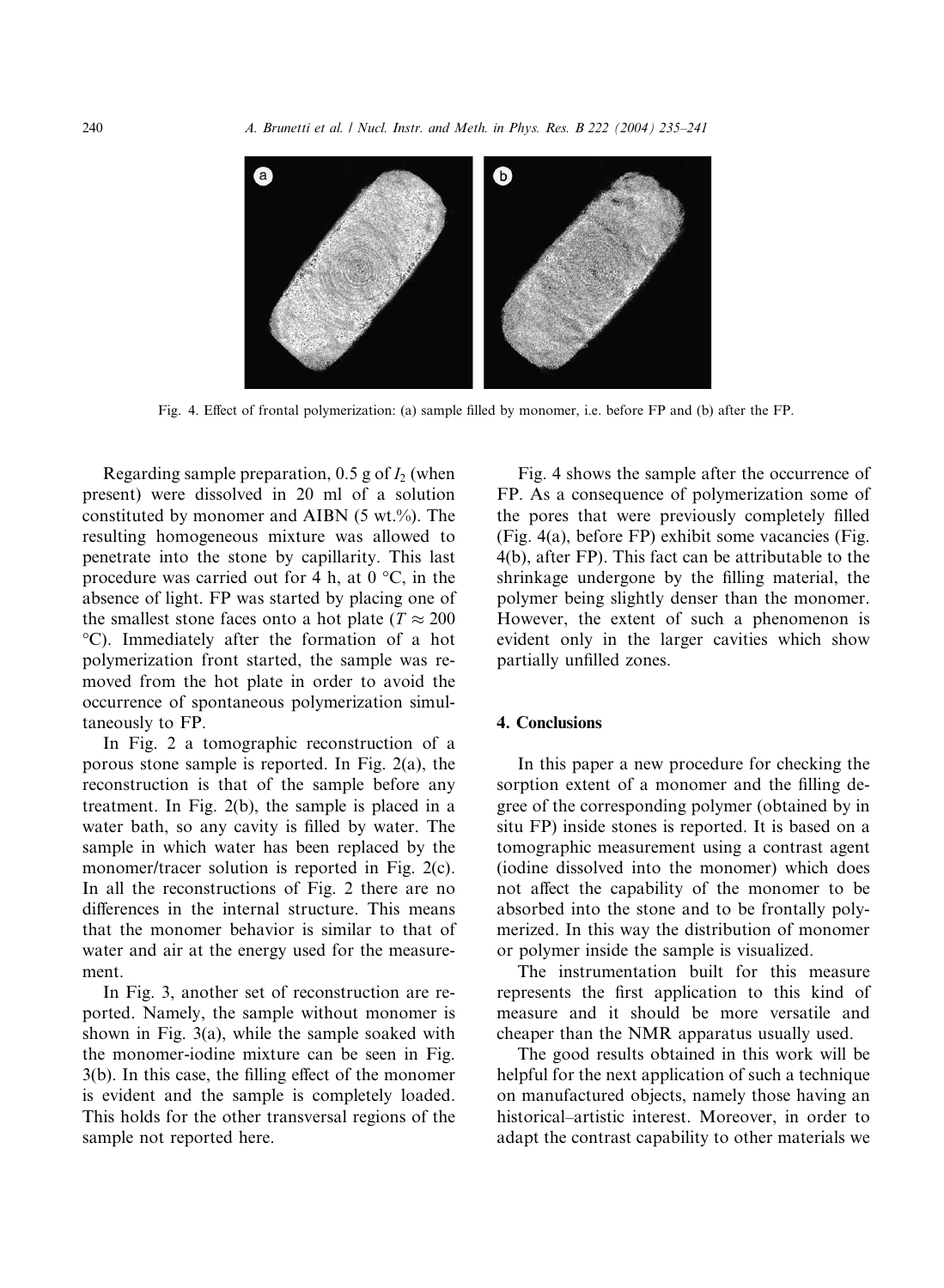Fig. 4. Effect of frontal polymerization: (a) sample filled by monomer, i.e. before FP and (b) after the FP.

Regarding sample preparation, 0.5 g of $I_2$ (when present) were dissolved in 20 ml of a solution constituted by monomer and AIBN (5 wt.%). The resulting homogeneous mixture was allowed to penetrate into the stone by capillarity. This last procedure was carried out for 4 h, at 0 °C, in the absence of light. FP was started by placing one of the smallest stone faces onto a hot plate ($T \approx 200$ °C). Immediately after the formation of a hot polymerization front started, the sample was removed from the hot plate in order to avoid the occurrence of spontaneous polymerization simultaneously to FP.

In Fig. 2 a tomographic reconstruction of a porous stone sample is reported. In Fig. 2(a), the reconstruction is that of the sample before any treatment. In Fig. 2(b), the sample is placed in a water bath, so any cavity is filled by water. The sample in which water has been replaced by the monomer/tracer solution is reported in Fig. 2(c). In all the reconstructions of Fig. 2 there are no differences in the internal structure. This means that the monomer behavior is similar to that of water and air at the energy used for the measurement.

In Fig. 3, another set of reconstruction are reported. Namely, the sample without monomer is shown in Fig. 3(a), while the sample soaked with the monomer-iodine mixture can be seen in Fig. 3(b). In this case, the filling effect of the monomer is evident and the sample is completely loaded. This holds for the other transversal regions of the sample not reported here.

Fig. 4 shows the sample after the occurrence of FP. As a consequence of polymerization some of the pores that were previously completely filled (Fig. 4(a), before FP) exhibit some vacancies (Fig. 4(b), after FP). This fact can be attributable to the shrinkage undergone by the filling material, the polymer being slightly denser than the monomer. However, the extent of such a phenomenon is evident only in the larger cavities which show partially unfilled zones.

## 4. Conclusions

In this paper a new procedure for checking the sorption extent of a monomer and the filling degree of the corresponding polymer (obtained by in situ FP) inside stones is reported. It is based on a tomographic measurement using a contrast agent (iodine dissolved into the monomer) which does not affect the capability of the monomer to be absorbed into the stone and to be frontally polymerized. In this way the distribution of monomer or polymer inside the sample is visualized.

The instrumentation built for this measure represents the first application to this kind of measure and it should be more versatile and cheaper than the NMR apparatus usually used.

The good results obtained in this work will be helpful for the next application of such a technique on manufactured objects, namely those having an historical–artistic interest. Moreover, in order to adapt the contrast capability to other materials we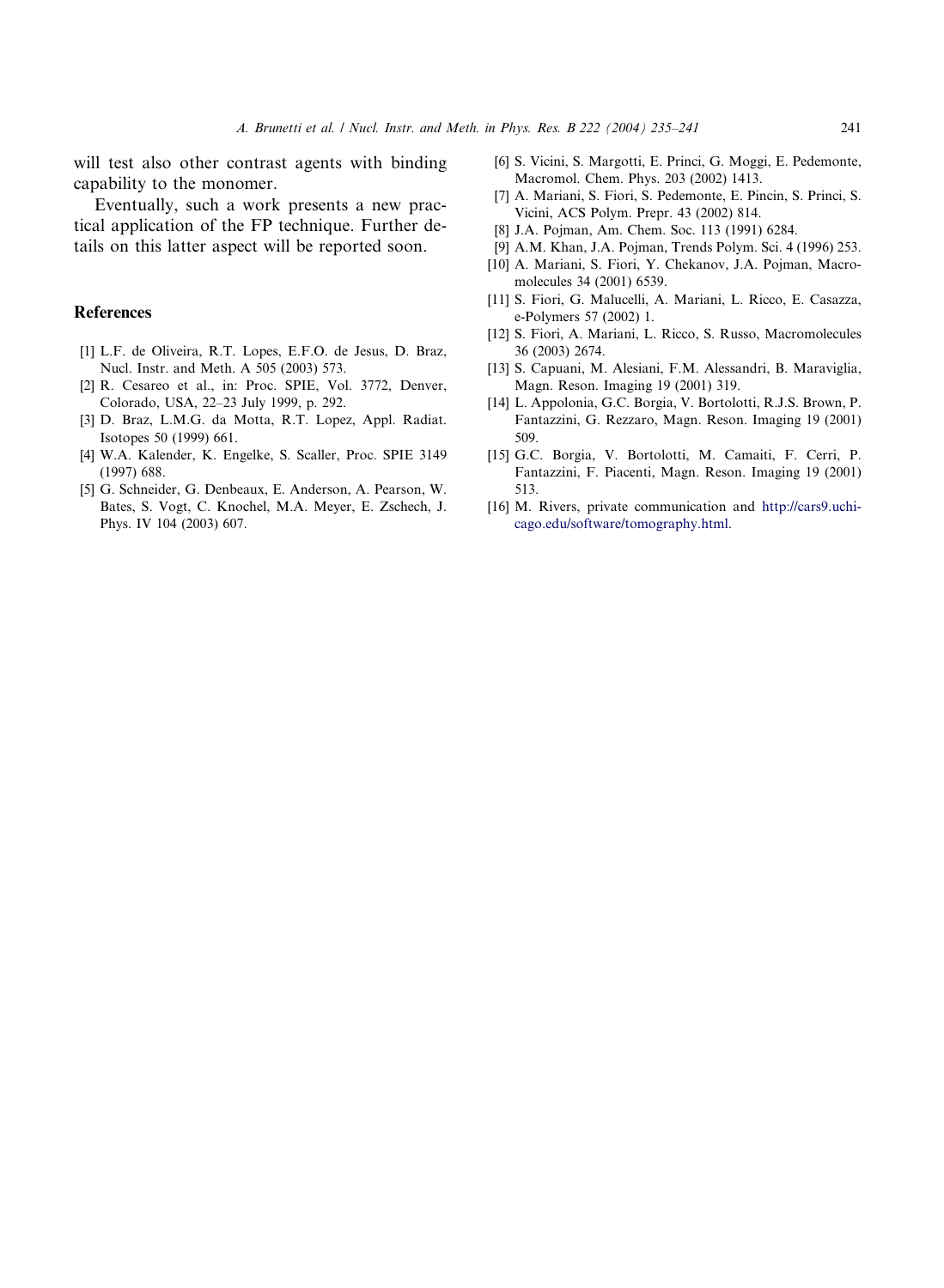will test also other contrast agents with binding capability to the monomer.

Eventually, such a work presents a new practical application of the FP technique. Further details on this latter aspect will be reported soon.

## References

[1] L.F. de Oliveira, R.T. Lopes, E.F.O. de Jesus, D. Braz, Nucl. Instr. and Meth. A 505 (2003) 573.

[2] R. Cesareo et al., in: Proc. SPIE, Vol. 3772, Denver, Colorado, USA, 22–23 July 1999, p. 292.

[3] D. Braz, L.M.G. da Motta, R.T. Lopez, Appl. Radiat. Isotopes 50 (1999) 661.

[4] W.A. Kalender, K. Engelke, S. Scaller, Proc. SPIE 3149 (1997) 688.

[5] G. Schneider, G. Denbeaux, E. Anderson, A. Pearson, W. Bates, S. Vogt, C. Knochel, M.A. Meyer, E. Zschech, J. Phys. IV 104 (2003) 607.

[6] S. Vicini, S. Margotti, E. Princi, G. Moggi, E. Pedemonte, Macromol. Chem. Phys. 203 (2002) 1413.

[7] A. Mariani, S. Fiori, S. Pedemonte, E. Pincin, S. Princi, S. Vicini, ACS Polym. Prepr. 43 (2002) 814.

[8] J.A. Pojman, Am. Chem. Soc. 113 (1991) 6284.

[9] A.M. Khan, J.A. Pojman, Trends Polym. Sci. 4 (1996) 253.

[10] A. Mariani, S. Fiori, Y. Chekanov, J.A. Pojman, Macromolecules 34 (2001) 6539.

[11] S. Fiori, G. Malucelli, A. Mariani, L. Ricco, E. Casazza, e-Polymers 57 (2002) 1.

[12] S. Fiori, A. Mariani, L. Ricco, S. Russo, Macromolecules 36 (2003) 2674.

[13] S. Capuani, M. Alesiani, F.M. Alessandri, B. Maraviglia, Magn. Reson. Imaging 19 (2001) 319.

[14] L. Appolonia, G.C. Borgia, V. Bortolotti, R.J.S. Brown, P. Fantazzini, G. Rezzaro, Magn. Reson. Imaging 19 (2001) 509.

[15] G.C. Borgia, V. Bortolotti, M. Camaiti, F. Cerri, P. Fantazzini, F. Piacenti, Magn. Reson. Imaging 19 (2001) 513.

[16] M. Rivers, private communication and http://cars9.uchicago.edu/software/tomography.html.